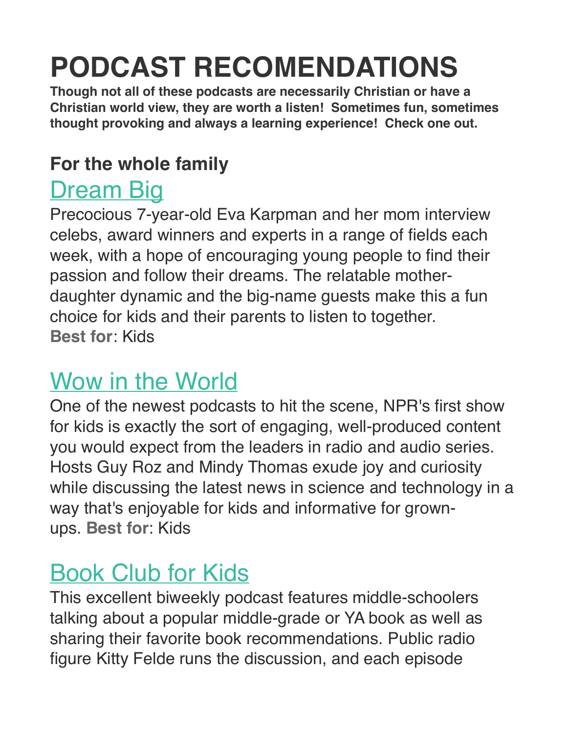# PODCAST RECOMENDATIONS

**Though not all of these podcasts are necessarily Christian or have a Christian world view, they are worth a listen! Sometimes fun, sometimes thought provoking and always a learning experience! Check one out.**

### For the whole family

## Dream Big

Precocious 7-year-old Eva Karpman and her mom interview celebs, award winners and experts in a range of fields each week, with a hope of encouraging young people to find their passion and follow their dreams. The relatable mother-daughter dynamic and the big-name guests make this a fun choice for kids and their parents to listen to together.
**Best for**: Kids

## Wow in the World

One of the newest podcasts to hit the scene, NPR's first show for kids is exactly the sort of engaging, well-produced content you would expect from the leaders in radio and audio series. Hosts Guy Roz and Mindy Thomas exude joy and curiosity while discussing the latest news in science and technology in a way that's enjoyable for kids and informative for grown-ups. **Best for**: Kids

## Book Club for Kids

This excellent biweekly podcast features middle-schoolers talking about a popular middle-grade or YA book as well as sharing their favorite book recommendations. Public radio figure Kitty Felde runs the discussion, and each episode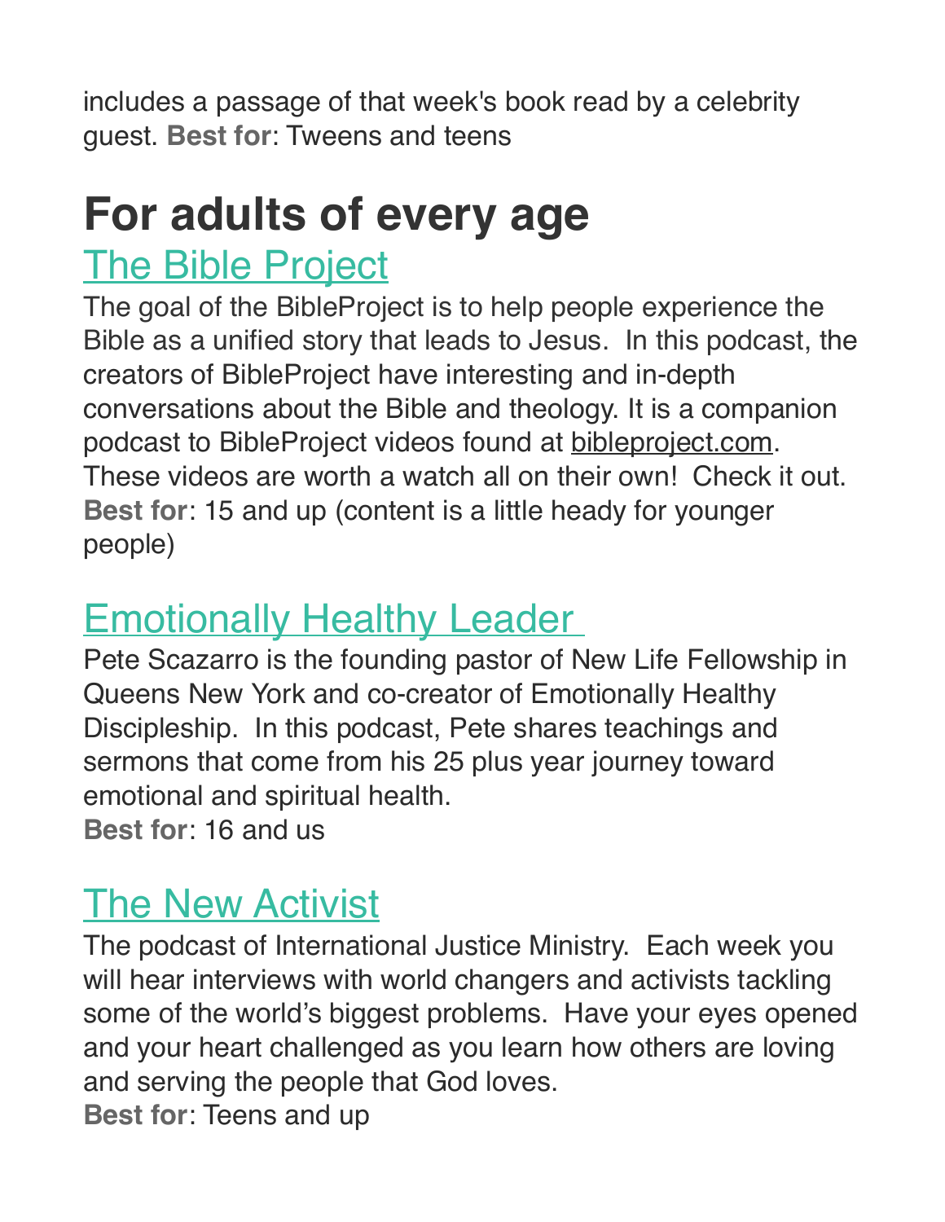includes a passage of that week's book read by a celebrity guest. **Best for**: Tweens and teens

# For adults of every age

## [The Bible Project]

The goal of the BibleProject is to help people experience the Bible as a unified story that leads to Jesus. In this podcast, the creators of BibleProject have interesting and in-depth conversations about the Bible and theology. It is a companion podcast to BibleProject videos found at bibleproject.com. These videos are worth a watch all on their own! Check it out.
**Best for**: 15 and up (content is a little heady for younger people)

## [Emotionally Healthy Leader]

Pete Scazarro is the founding pastor of New Life Fellowship in Queens New York and co-creator of Emotionally Healthy Discipleship. In this podcast, Pete shares teachings and sermons that come from his 25 plus year journey toward emotional and spiritual health.
**Best for**: 16 and us

## [The New Activist]

The podcast of International Justice Ministry. Each week you will hear interviews with world changers and activists tackling some of the world's biggest problems. Have your eyes opened and your heart challenged as you learn how others are loving and serving the people that God loves.
**Best for**: Teens and up